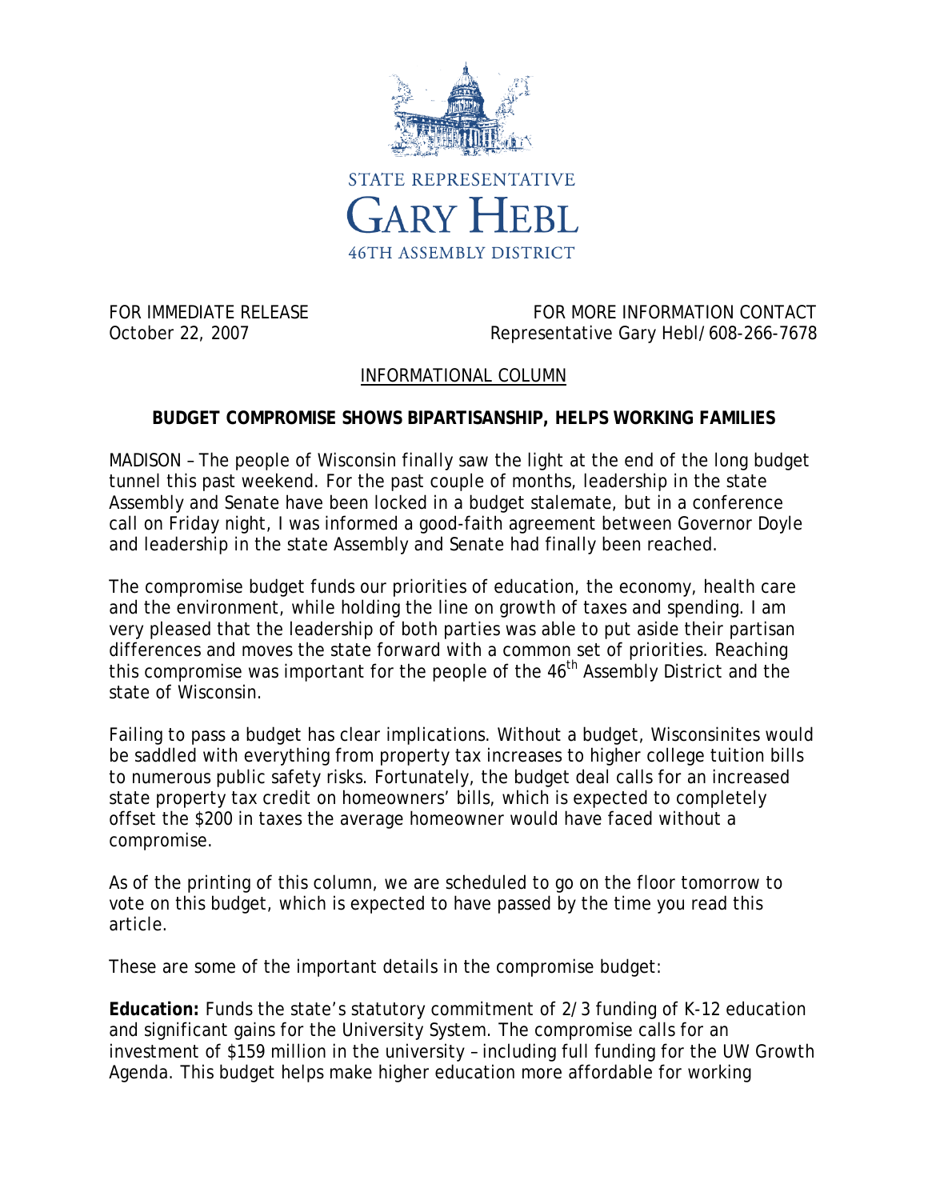STATE REPRESENTATIVE

GARY HEBL

46TH ASSEMBLY DISTRICT

FOR IMMEDIATE RELEASE
October 22, 2007

FOR MORE INFORMATION CONTACT
Representative Gary Hebl/608-266-7678

INFORMATIONAL COLUMN

**BUDGET COMPROMISE SHOWS BIPARTISANSHIP, HELPS WORKING FAMILIES**

MADISON – The people of Wisconsin finally saw the light at the end of the long budget tunnel this past weekend. For the past couple of months, leadership in the state Assembly and Senate have been locked in a budget stalemate, but in a conference call on Friday night, I was informed a good-faith agreement between Governor Doyle and leadership in the state Assembly and Senate had finally been reached.

The compromise budget funds our priorities of education, the economy, health care and the environment, while holding the line on growth of taxes and spending. I am very pleased that the leadership of both parties was able to put aside their partisan differences and moves the state forward with a common set of priorities. Reaching this compromise was important for the people of the 46th Assembly District and the state of Wisconsin.

Failing to pass a budget has clear implications. Without a budget, Wisconsinites would be saddled with everything from property tax increases to higher college tuition bills to numerous public safety risks. Fortunately, the budget deal calls for an increased state property tax credit on homeowners' bills, which is expected to completely offset the $200 in taxes the average homeowner would have faced without a compromise.

As of the printing of this column, we are scheduled to go on the floor tomorrow to vote on this budget, which is expected to have passed by the time you read this article.

These are some of the important details in the compromise budget:

**Education:** Funds the state's statutory commitment of 2/3 funding of K-12 education and significant gains for the University System. The compromise calls for an investment of $159 million in the university – including full funding for the UW Growth Agenda. This budget helps make higher education more affordable for working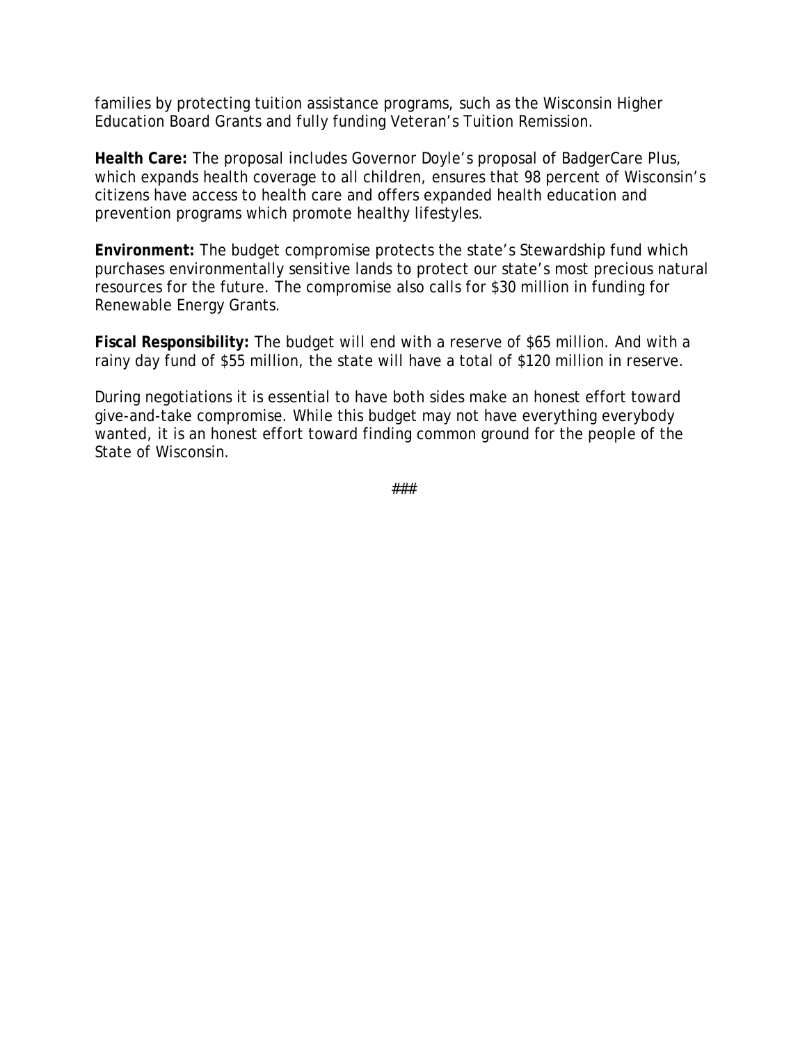families by protecting tuition assistance programs, such as the Wisconsin Higher Education Board Grants and fully funding Veteran's Tuition Remission.

**Health Care:** The proposal includes Governor Doyle's proposal of BadgerCare Plus, which expands health coverage to all children, ensures that 98 percent of Wisconsin's citizens have access to health care and offers expanded health education and prevention programs which promote healthy lifestyles.

**Environment:** The budget compromise protects the state's Stewardship fund which purchases environmentally sensitive lands to protect our state's most precious natural resources for the future. The compromise also calls for $30 million in funding for Renewable Energy Grants.

**Fiscal Responsibility:** The budget will end with a reserve of $65 million. And with a rainy day fund of $55 million, the state will have a total of $120 million in reserve.

During negotiations it is essential to have both sides make an honest effort toward give-and-take compromise. While this budget may not have everything everybody wanted, it is an honest effort toward finding common ground for the people of the State of Wisconsin.

###